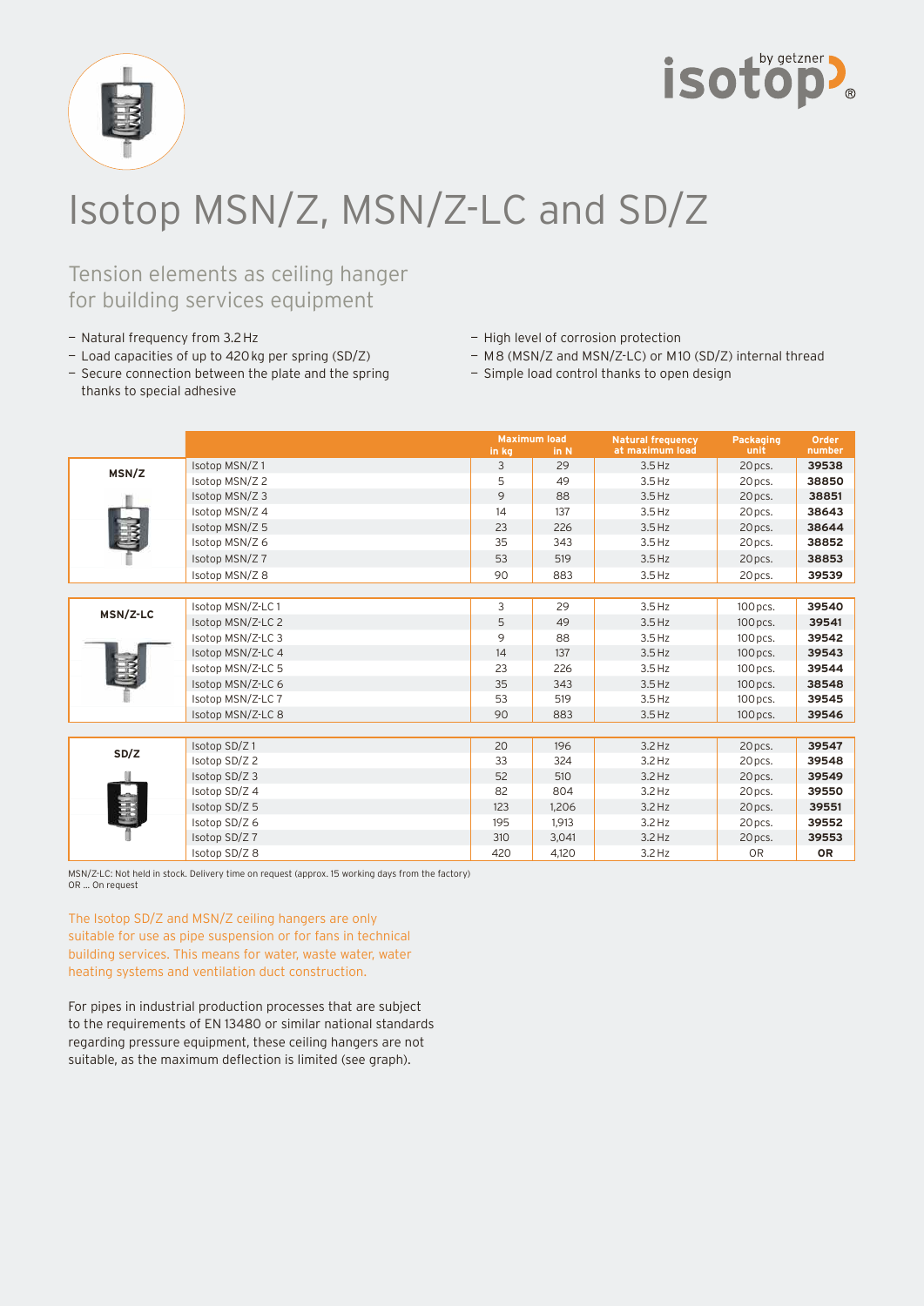# Isotop MSN/Z, MSN/Z-LC and SD/Z

## Tension elements as ceiling hanger for building services equipment

- Natural frequency from 3.2 Hz
- Load capacities of up to 420 kg per spring (SD/Z)
- Secure connection between the plate and the spring thanks to special adhesive
- High level of corrosion protection
- M 8 (MSN/Z and MSN/Z-LC) or M 10 (SD/Z) internal thread
- Simple load control thanks to open design

| | | Maximum load in kg | Maximum load in N | Natural frequency at maximum load | Packaging unit | Order number |
|---|---|---|---|---|---|---|
| **MSN/Z** | Isotop MSN/Z 1 | 3 | 29 | 3.5 Hz | 20 pcs. | **39538** |
| | Isotop MSN/Z 2 | 5 | 49 | 3.5 Hz | 20 pcs. | **38850** |
| | Isotop MSN/Z 3 | 9 | 88 | 3.5 Hz | 20 pcs. | **38851** |
| | Isotop MSN/Z 4 | 14 | 137 | 3.5 Hz | 20 pcs. | **38643** |
| | Isotop MSN/Z 5 | 23 | 226 | 3.5 Hz | 20 pcs. | **38644** |
| | Isotop MSN/Z 6 | 35 | 343 | 3.5 Hz | 20 pcs. | **38852** |
| | Isotop MSN/Z 7 | 53 | 519 | 3.5 Hz | 20 pcs. | **38853** |
| | Isotop MSN/Z 8 | 90 | 883 | 3.5 Hz | 20 pcs. | **39539** |
| **MSN/Z-LC** | Isotop MSN/Z-LC 1 | 3 | 29 | 3.5 Hz | 100 pcs. | **39540** |
| | Isotop MSN/Z-LC 2 | 5 | 49 | 3.5 Hz | 100 pcs. | **39541** |
| | Isotop MSN/Z-LC 3 | 9 | 88 | 3.5 Hz | 100 pcs. | **39542** |
| | Isotop MSN/Z-LC 4 | 14 | 137 | 3.5 Hz | 100 pcs. | **39543** |
| | Isotop MSN/Z-LC 5 | 23 | 226 | 3.5 Hz | 100 pcs. | **39544** |
| | Isotop MSN/Z-LC 6 | 35 | 343 | 3.5 Hz | 100 pcs. | **38548** |
| | Isotop MSN/Z-LC 7 | 53 | 519 | 3.5 Hz | 100 pcs. | **39545** |
| | Isotop MSN/Z-LC 8 | 90 | 883 | 3.5 Hz | 100 pcs. | **39546** |
| **SD/Z** | Isotop SD/Z 1 | 20 | 196 | 3.2 Hz | 20 pcs. | **39547** |
| | Isotop SD/Z 2 | 33 | 324 | 3.2 Hz | 20 pcs. | **39548** |
| | Isotop SD/Z 3 | 52 | 510 | 3.2 Hz | 20 pcs. | **39549** |
| | Isotop SD/Z 4 | 82 | 804 | 3.2 Hz | 20 pcs. | **39550** |
| | Isotop SD/Z 5 | 123 | 1,206 | 3.2 Hz | 20 pcs. | **39551** |
| | Isotop SD/Z 6 | 195 | 1,913 | 3.2 Hz | 20 pcs. | **39552** |
| | Isotop SD/Z 7 | 310 | 3,041 | 3.2 Hz | 20 pcs. | **39553** |
| | Isotop SD/Z 8 | 420 | 4,120 | 3.2 Hz | OR | **OR** |

MSN/Z-LC: Not held in stock. Delivery time on request (approx. 15 working days from the factory)
OR ... On request

The Isotop SD/Z and MSN/Z ceiling hangers are only suitable for use as pipe suspension or for fans in technical building services. This means for water, waste water, water heating systems and ventilation duct construction.

For pipes in industrial production processes that are subject to the requirements of EN 13480 or similar national standards regarding pressure equipment, these ceiling hangers are not suitable, as the maximum deflection is limited (see graph).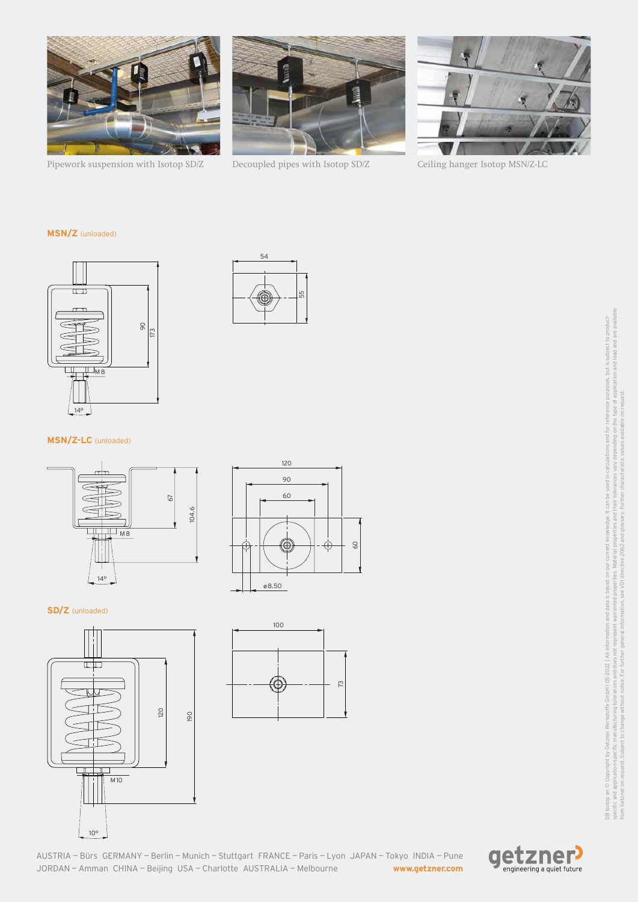Pipework suspension with Isotop SD/Z

Decoupled pipes with Isotop SD/Z

Ceiling hanger Isotop MSN/Z-LC

**MSN/Z** (unloaded)

54

55

90

173

M8

14°

**MSN/Z-LC** (unloaded)

67

104.6

M8

14°

120

90

60

60

ø8.50

**SD/Z** (unloaded)

100

73

120

190

M10

10°

DB Isotop en © Copyright by Getzner Werkstoffe GmbH | 05-2022 | All information and data is based on our current knowledge. It can be used in calculations and for reference purposes, but is subject to product-specific and application-specific manufacturing tolerances and does not represent warranted properties. Material properties and their tolerances vary depending on the type of application and load and are available from Getzner on request. Subject to change without notice. For further general information, see VDI directive 2062 and glossary. Further characteristic values available on request.

AUSTRIA – Bürs GERMANY – Berlin – Munich – Stuttgart FRANCE – Paris – Lyon JAPAN – Tokyo INDIA – Pune
JORDAN – Amman CHINA – Beijing USA – Charlotte AUSTRALIA – Melbourne **www.getzner.com**

getzner engineering a quiet future